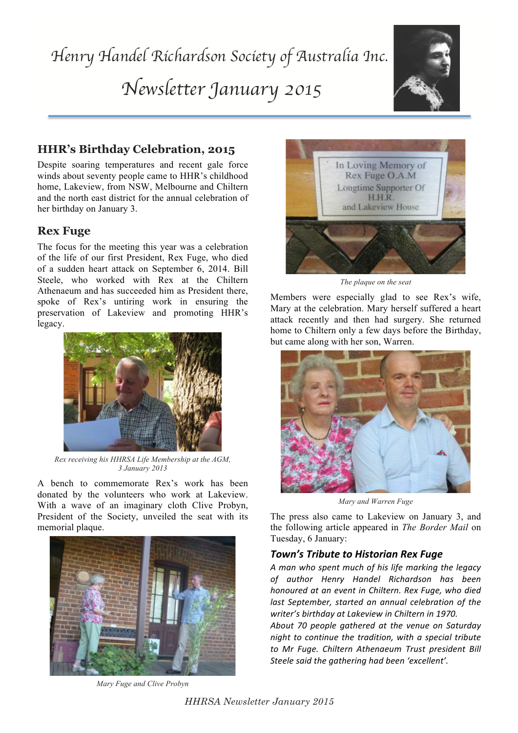# Henry Handel Richardson Society of Australia Inc.

# Newsletter January 2015

## HHR's Birthday Celebration, 2015

Despite soaring temperatures and recent gale force winds about seventy people came to HHR's childhood home, Lakeview, from NSW, Melbourne and Chiltern and the north east district for the annual celebration of her birthday on January 3.

## Rex Fuge

The focus for the meeting this year was a celebration of the life of our first President, Rex Fuge, who died of a sudden heart attack on September 6, 2014. Bill Steele, who worked with Rex at the Chiltern Athenaeum and has succeeded him as President there, spoke of Rex's untiring work in ensuring the preservation of Lakeview and promoting HHR's legacy.

*Rex receiving his HHRSA Life Membership at the AGM, 3 January 2013*

A bench to commemorate Rex's work has been donated by the volunteers who work at Lakeview. With a wave of an imaginary cloth Clive Probyn, President of the Society, unveiled the seat with its memorial plaque.

*Mary Fuge and Clive Probyn*

In Loving Memory of
Rex Fuge O.A.M
Longtime Supporter Of
H.H.R.
and Lakeview House

*The plaque on the seat*

Members were especially glad to see Rex's wife, Mary at the celebration. Mary herself suffered a heart attack recently and then had surgery. She returned home to Chiltern only a few days before the Birthday, but came along with her son, Warren.

*Mary and Warren Fuge*

The press also came to Lakeview on January 3, and the following article appeared in *The Border Mail* on Tuesday, 6 January:

### *Town's Tribute to Historian Rex Fuge*

*A man who spent much of his life marking the legacy of author Henry Handel Richardson has been honoured at an event in Chiltern. Rex Fuge, who died last September, started an annual celebration of the writer's birthday at Lakeview in Chiltern in 1970.*

*About 70 people gathered at the venue on Saturday night to continue the tradition, with a special tribute to Mr Fuge. Chiltern Athenaeum Trust president Bill Steele said the gathering had been 'excellent'.*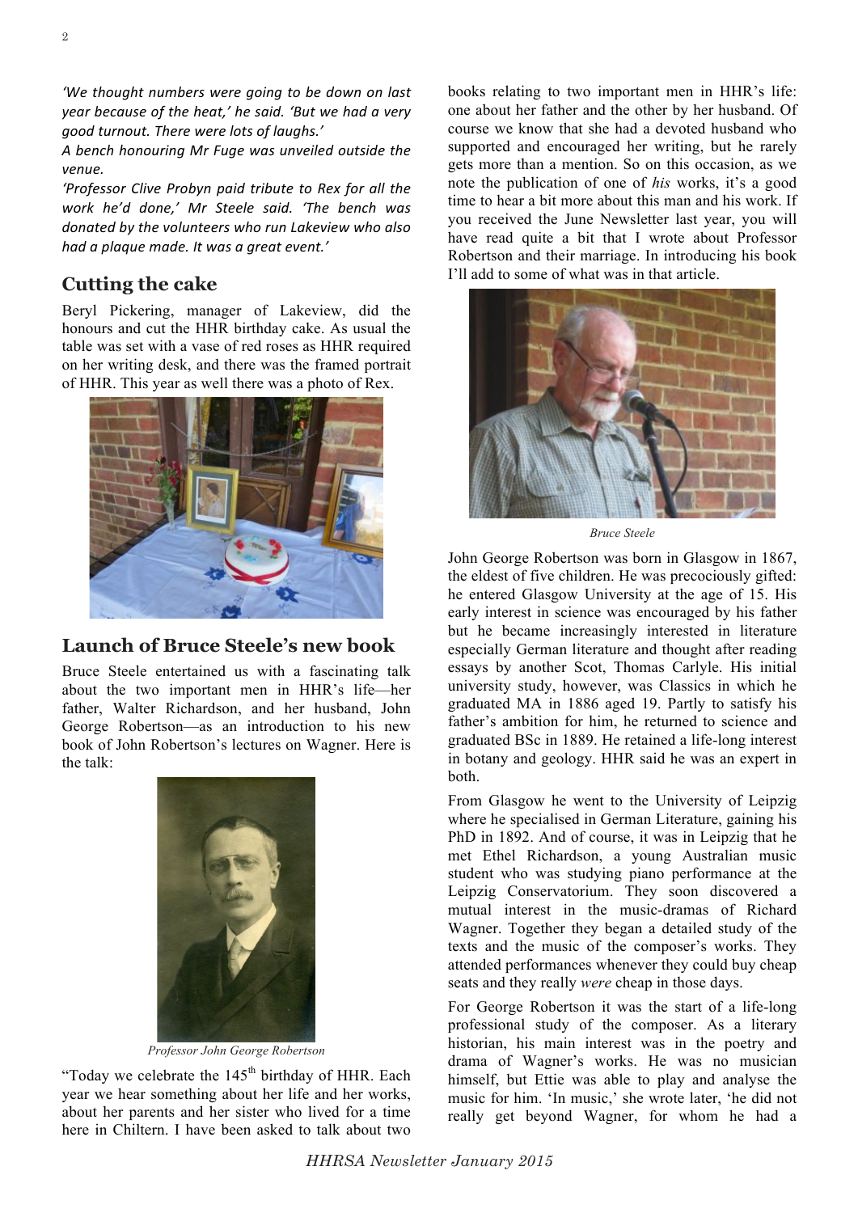*'We thought numbers were going to be down on last year because of the heat,' he said. 'But we had a very good turnout. There were lots of laughs.'*

*A bench honouring Mr Fuge was unveiled outside the venue.*

*'Professor Clive Probyn paid tribute to Rex for all the work he'd done,' Mr Steele said. 'The bench was donated by the volunteers who run Lakeview who also had a plaque made. It was a great event.'*

## Cutting the cake

Beryl Pickering, manager of Lakeview, did the honours and cut the HHR birthday cake. As usual the table was set with a vase of red roses as HHR required on her writing desk, and there was the framed portrait of HHR. This year as well there was a photo of Rex.

## Launch of Bruce Steele's new book

Bruce Steele entertained us with a fascinating talk about the two important men in HHR's life—her father, Walter Richardson, and her husband, John George Robertson—as an introduction to his new book of John Robertson's lectures on Wagner. Here is the talk:

*Professor John George Robertson*

"Today we celebrate the 145th birthday of HHR. Each year we hear something about her life and her works, about her parents and her sister who lived for a time here in Chiltern. I have been asked to talk about two books relating to two important men in HHR's life: one about her father and the other by her husband. Of course we know that she had a devoted husband who supported and encouraged her writing, but he rarely gets more than a mention. So on this occasion, as we note the publication of one of *his* works, it's a good time to hear a bit more about this man and his work. If you received the June Newsletter last year, you will have read quite a bit that I wrote about Professor Robertson and their marriage. In introducing his book I'll add to some of what was in that article.

*Bruce Steele*

John George Robertson was born in Glasgow in 1867, the eldest of five children. He was precociously gifted: he entered Glasgow University at the age of 15. His early interest in science was encouraged by his father but he became increasingly interested in literature especially German literature and thought after reading essays by another Scot, Thomas Carlyle. His initial university study, however, was Classics in which he graduated MA in 1886 aged 19. Partly to satisfy his father's ambition for him, he returned to science and graduated BSc in 1889. He retained a life-long interest in botany and geology. HHR said he was an expert in both.

From Glasgow he went to the University of Leipzig where he specialised in German Literature, gaining his PhD in 1892. And of course, it was in Leipzig that he met Ethel Richardson, a young Australian music student who was studying piano performance at the Leipzig Conservatorium. They soon discovered a mutual interest in the music-dramas of Richard Wagner. Together they began a detailed study of the texts and the music of the composer's works. They attended performances whenever they could buy cheap seats and they really *were* cheap in those days.

For George Robertson it was the start of a life-long professional study of the composer. As a literary historian, his main interest was in the poetry and drama of Wagner's works. He was no musician himself, but Ettie was able to play and analyse the music for him. 'In music,' she wrote later, 'he did not really get beyond Wagner, for whom he had a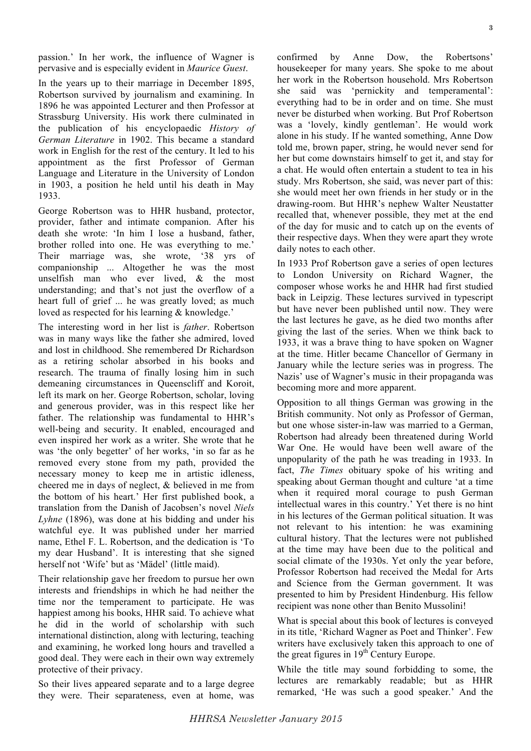passion.' In her work, the influence of Wagner is pervasive and is especially evident in *Maurice Guest*.

In the years up to their marriage in December 1895, Robertson survived by journalism and examining. In 1896 he was appointed Lecturer and then Professor at Strassburg University. His work there culminated in the publication of his encyclopaedic *History of German Literature* in 1902. This became a standard work in English for the rest of the century. It led to his appointment as the first Professor of German Language and Literature in the University of London in 1903, a position he held until his death in May 1933.

George Robertson was to HHR husband, protector, provider, father and intimate companion. After his death she wrote: 'In him I lose a husband, father, brother rolled into one. He was everything to me.' Their marriage was, she wrote, '38 yrs of companionship ... Altogether he was the most unselfish man who ever lived, & the most understanding; and that's not just the overflow of a heart full of grief ... he was greatly loved; as much loved as respected for his learning & knowledge.'

The interesting word in her list is *father*. Robertson was in many ways like the father she admired, loved and lost in childhood. She remembered Dr Richardson as a retiring scholar absorbed in his books and research. The trauma of finally losing him in such demeaning circumstances in Queenscliff and Koroit, left its mark on her. George Robertson, scholar, loving and generous provider, was in this respect like her father. The relationship was fundamental to HHR's well-being and security. It enabled, encouraged and even inspired her work as a writer. She wrote that he was 'the only begetter' of her works, 'in so far as he removed every stone from my path, provided the necessary money to keep me in artistic idleness, cheered me in days of neglect, & believed in me from the bottom of his heart.' Her first published book, a translation from the Danish of Jacobsen's novel *Niels Lyhne* (1896), was done at his bidding and under his watchful eye. It was published under her married name, Ethel F. L. Robertson, and the dedication is 'To my dear Husband'. It is interesting that she signed herself not 'Wife' but as 'Mädel' (little maid).

Their relationship gave her freedom to pursue her own interests and friendships in which he had neither the time nor the temperament to participate. He was happiest among his books, HHR said. To achieve what he did in the world of scholarship with such international distinction, along with lecturing, teaching and examining, he worked long hours and travelled a good deal. They were each in their own way extremely protective of their privacy.

So their lives appeared separate and to a large degree they were. Their separateness, even at home, was confirmed by Anne Dow, the Robertsons' housekeeper for many years. She spoke to me about her work in the Robertson household. Mrs Robertson she said was 'pernickity and temperamental': everything had to be in order and on time. She must never be disturbed when working. But Prof Robertson was a 'lovely, kindly gentleman'. He would work alone in his study. If he wanted something, Anne Dow told me, brown paper, string, he would never send for her but come downstairs himself to get it, and stay for a chat. He would often entertain a student to tea in his study. Mrs Robertson, she said, was never part of this: she would meet her own friends in her study or in the drawing-room. But HHR's nephew Walter Neustatter recalled that, whenever possible, they met at the end of the day for music and to catch up on the events of their respective days. When they were apart they wrote daily notes to each other.

In 1933 Prof Robertson gave a series of open lectures to London University on Richard Wagner, the composer whose works he and HHR had first studied back in Leipzig. These lectures survived in typescript but have never been published until now. They were the last lectures he gave, as he died two months after giving the last of the series. When we think back to 1933, it was a brave thing to have spoken on Wagner at the time. Hitler became Chancellor of Germany in January while the lecture series was in progress. The Nazis' use of Wagner's music in their propaganda was becoming more and more apparent.

Opposition to all things German was growing in the British community. Not only as Professor of German, but one whose sister-in-law was married to a German, Robertson had already been threatened during World War One. He would have been well aware of the unpopularity of the path he was treading in 1933. In fact, *The Times* obituary spoke of his writing and speaking about German thought and culture 'at a time when it required moral courage to push German intellectual wares in this country.' Yet there is no hint in his lectures of the German political situation. It was not relevant to his intention: he was examining cultural history. That the lectures were not published at the time may have been due to the political and social climate of the 1930s. Yet only the year before, Professor Robertson had received the Medal for Arts and Science from the German government. It was presented to him by President Hindenburg. His fellow recipient was none other than Benito Mussolini!

What is special about this book of lectures is conveyed in its title, 'Richard Wagner as Poet and Thinker'. Few writers have exclusively taken this approach to one of the great figures in 19th Century Europe.

While the title may sound forbidding to some, the lectures are remarkably readable; but as HHR remarked, 'He was such a good speaker.' And the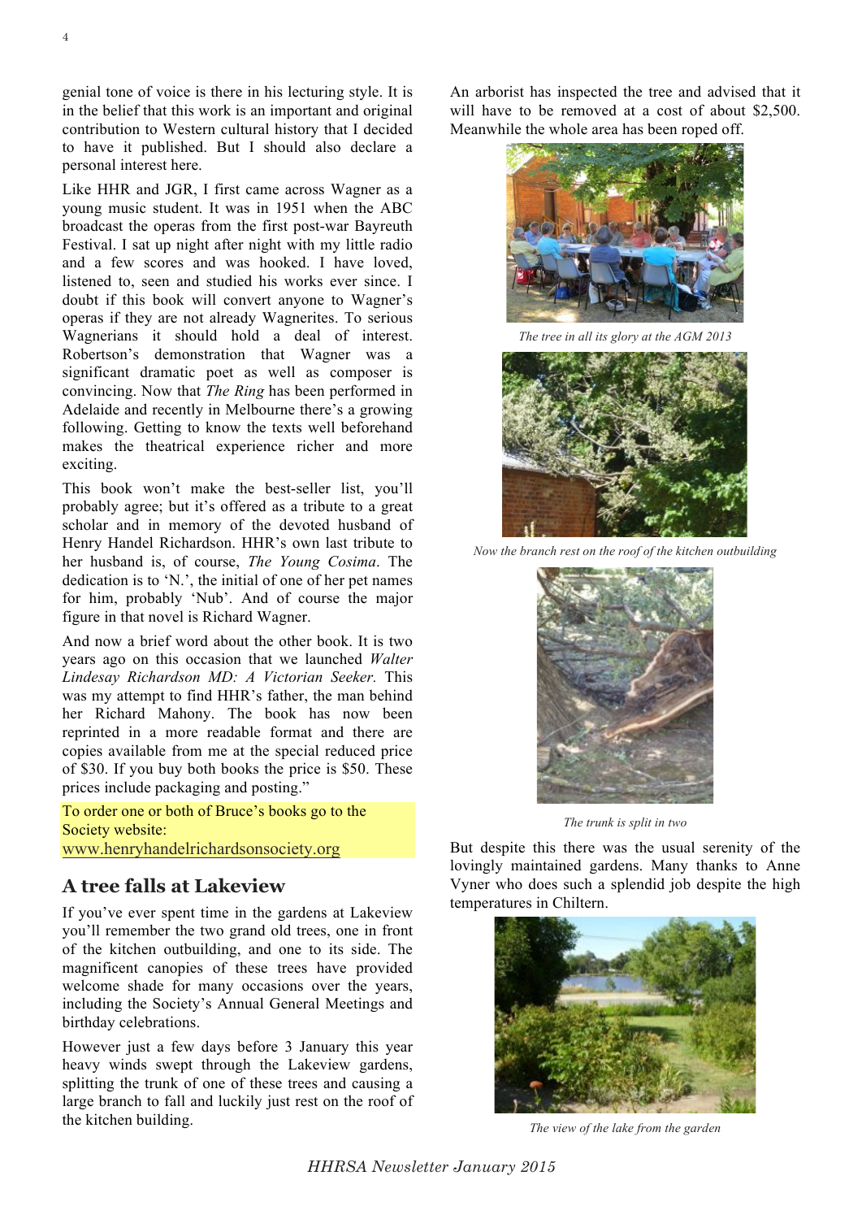genial tone of voice is there in his lecturing style. It is in the belief that this work is an important and original contribution to Western cultural history that I decided to have it published. But I should also declare a personal interest here.

Like HHR and JGR, I first came across Wagner as a young music student. It was in 1951 when the ABC broadcast the operas from the first post-war Bayreuth Festival. I sat up night after night with my little radio and a few scores and was hooked. I have loved, listened to, seen and studied his works ever since. I doubt if this book will convert anyone to Wagner's operas if they are not already Wagnerites. To serious Wagnerians it should hold a deal of interest. Robertson's demonstration that Wagner was a significant dramatic poet as well as composer is convincing. Now that *The Ring* has been performed in Adelaide and recently in Melbourne there's a growing following. Getting to know the texts well beforehand makes the theatrical experience richer and more exciting.

This book won't make the best-seller list, you'll probably agree; but it's offered as a tribute to a great scholar and in memory of the devoted husband of Henry Handel Richardson. HHR's own last tribute to her husband is, of course, *The Young Cosima*. The dedication is to 'N.', the initial of one of her pet names for him, probably 'Nub'. And of course the major figure in that novel is Richard Wagner.

And now a brief word about the other book. It is two years ago on this occasion that we launched *Walter Lindesay Richardson MD: A Victorian Seeker*. This was my attempt to find HHR's father, the man behind her Richard Mahony. The book has now been reprinted in a more readable format and there are copies available from me at the special reduced price of $30. If you buy both books the price is $50. These prices include packaging and posting."

To order one or both of Bruce's books go to the Society website: www.henryhandelrichardsonsociety.org

## A tree falls at Lakeview

If you've ever spent time in the gardens at Lakeview you'll remember the two grand old trees, one in front of the kitchen outbuilding, and one to its side. The magnificent canopies of these trees have provided welcome shade for many occasions over the years, including the Society's Annual General Meetings and birthday celebrations.

However just a few days before 3 January this year heavy winds swept through the Lakeview gardens, splitting the trunk of one of these trees and causing a large branch to fall and luckily just rest on the roof of the kitchen building.

An arborist has inspected the tree and advised that it will have to be removed at a cost of about $2,500. Meanwhile the whole area has been roped off.

*The tree in all its glory at the AGM 2013*

*Now the branch rest on the roof of the kitchen outbuilding*

*The trunk is split in two*

But despite this there was the usual serenity of the lovingly maintained gardens. Many thanks to Anne Vyner who does such a splendid job despite the high temperatures in Chiltern.

*The view of the lake from the garden*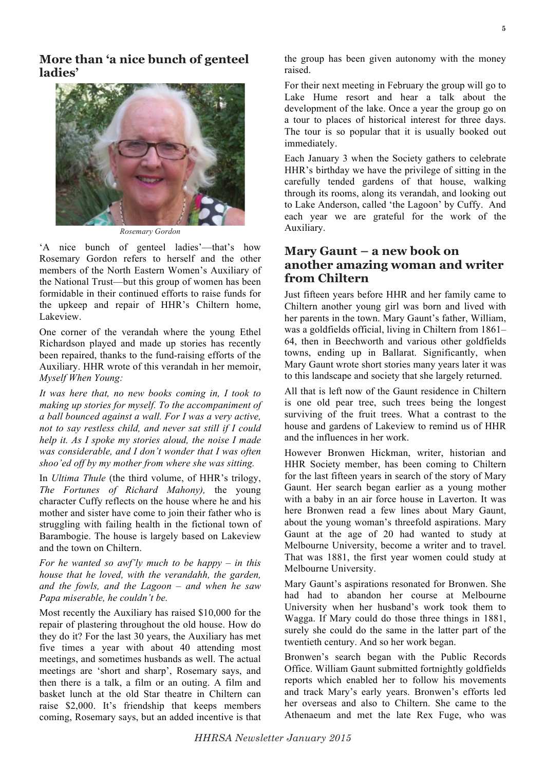## More than 'a nice bunch of genteel ladies'

*Rosemary Gordon*

'A nice bunch of genteel ladies'—that's how Rosemary Gordon refers to herself and the other members of the North Eastern Women's Auxiliary of the National Trust—but this group of women has been formidable in their continued efforts to raise funds for the upkeep and repair of HHR's Chiltern home, Lakeview.

One corner of the verandah where the young Ethel Richardson played and made up stories has recently been repaired, thanks to the fund-raising efforts of the Auxiliary. HHR wrote of this verandah in her memoir, *Myself When Young:*

*It was here that, no new books coming in, I took to making up stories for myself. To the accompaniment of a ball bounced against a wall. For I was a very active, not to say restless child, and never sat still if I could help it. As I spoke my stories aloud, the noise I made was considerable, and I don't wonder that I was often shoo'ed off by my mother from where she was sitting.*

In *Ultima Thule* (the third volume, of HHR's trilogy, *The Fortunes of Richard Mahony),* the young character Cuffy reflects on the house where he and his mother and sister have come to join their father who is struggling with failing health in the fictional town of Barambogie. The house is largely based on Lakeview and the town on Chiltern.

*For he wanted so awf'ly much to be happy – in this house that he loved, with the verandahh, the garden, and the fowls, and the Lagoon – and when he saw Papa miserable, he couldn't be.*

Most recently the Auxiliary has raised $10,000 for the repair of plastering throughout the old house. How do they do it? For the last 30 years, the Auxiliary has met five times a year with about 40 attending most meetings, and sometimes husbands as well. The actual meetings are 'short and sharp', Rosemary says, and then there is a talk, a film or an outing. A film and basket lunch at the old Star theatre in Chiltern can raise $2,000. It's friendship that keeps members coming, Rosemary says, but an added incentive is that the group has been given autonomy with the money raised.

For their next meeting in February the group will go to Lake Hume resort and hear a talk about the development of the lake. Once a year the group go on a tour to places of historical interest for three days. The tour is so popular that it is usually booked out immediately.

Each January 3 when the Society gathers to celebrate HHR's birthday we have the privilege of sitting in the carefully tended gardens of that house, walking through its rooms, along its verandah, and looking out to Lake Anderson, called 'the Lagoon' by Cuffy. And each year we are grateful for the work of the Auxiliary.

## Mary Gaunt – a new book on another amazing woman and writer from Chiltern

Just fifteen years before HHR and her family came to Chiltern another young girl was born and lived with her parents in the town. Mary Gaunt's father, William, was a goldfields official, living in Chiltern from 1861–64, then in Beechworth and various other goldfields towns, ending up in Ballarat. Significantly, when Mary Gaunt wrote short stories many years later it was to this landscape and society that she largely returned.

All that is left now of the Gaunt residence in Chiltern is one old pear tree, such trees being the longest surviving of the fruit trees. What a contrast to the house and gardens of Lakeview to remind us of HHR and the influences in her work.

However Bronwen Hickman, writer, historian and HHR Society member, has been coming to Chiltern for the last fifteen years in search of the story of Mary Gaunt. Her search began earlier as a young mother with a baby in an air force house in Laverton. It was here Bronwen read a few lines about Mary Gaunt, about the young woman's threefold aspirations. Mary Gaunt at the age of 20 had wanted to study at Melbourne University, become a writer and to travel. That was 1881, the first year women could study at Melbourne University.

Mary Gaunt's aspirations resonated for Bronwen. She had had to abandon her course at Melbourne University when her husband's work took them to Wagga. If Mary could do those three things in 1881, surely she could do the same in the latter part of the twentieth century. And so her work began.

Bronwen's search began with the Public Records Office. William Gaunt submitted fortnightly goldfields reports which enabled her to follow his movements and track Mary's early years. Bronwen's efforts led her overseas and also to Chiltern. She came to the Athenaeum and met the late Rex Fuge, who was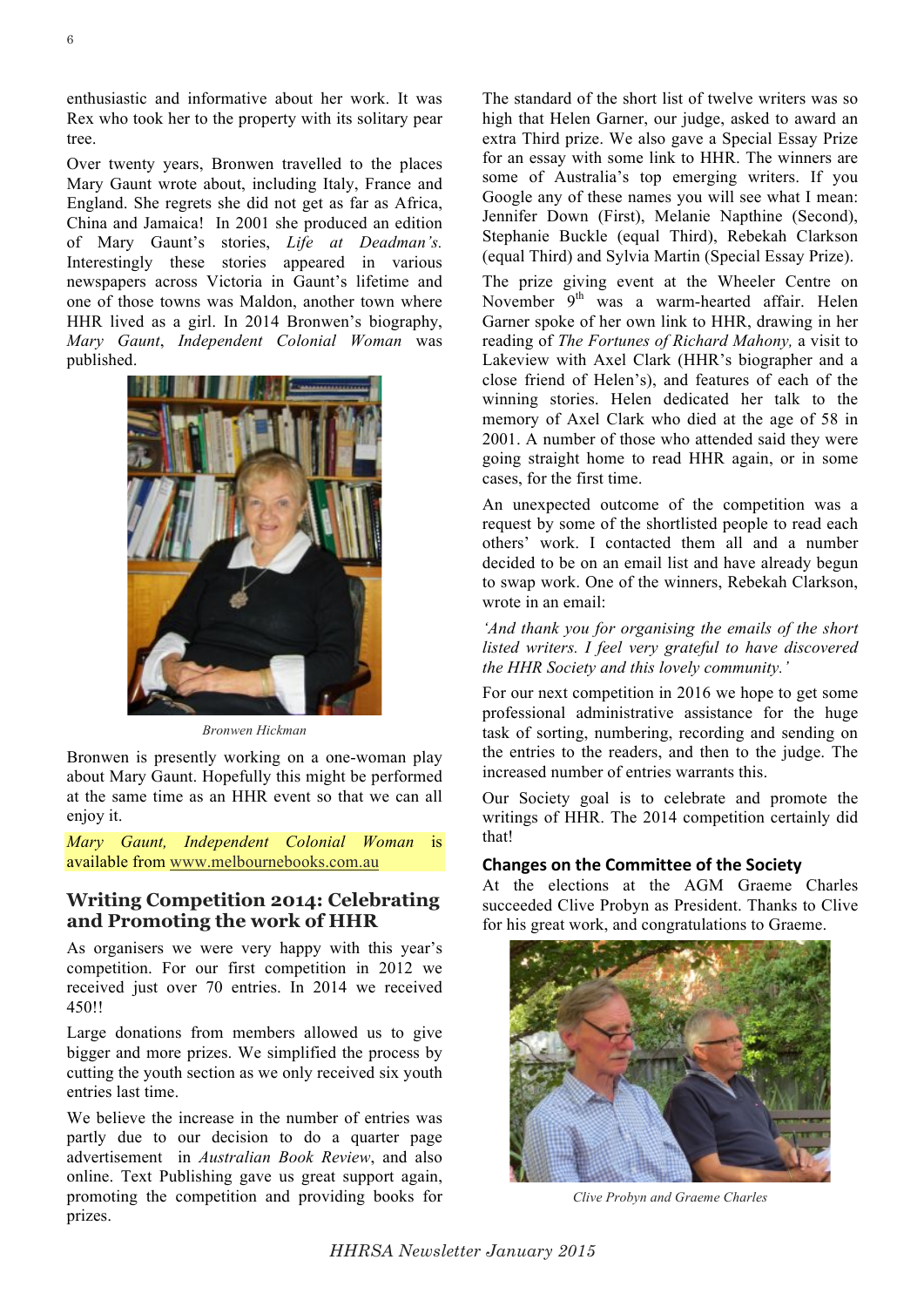enthusiastic and informative about her work. It was Rex who took her to the property with its solitary pear tree.

Over twenty years, Bronwen travelled to the places Mary Gaunt wrote about, including Italy, France and England. She regrets she did not get as far as Africa, China and Jamaica! In 2001 she produced an edition of Mary Gaunt's stories, *Life at Deadman's.* Interestingly these stories appeared in various newspapers across Victoria in Gaunt's lifetime and one of those towns was Maldon, another town where HHR lived as a girl. In 2014 Bronwen's biography, *Mary Gaunt, Independent Colonial Woman* was published.

*Bronwen Hickman*

Bronwen is presently working on a one-woman play about Mary Gaunt. Hopefully this might be performed at the same time as an HHR event so that we can all enjoy it.

*Mary Gaunt, Independent Colonial Woman* is available from www.melbournebooks.com.au

## Writing Competition 2014: Celebrating and Promoting the work of HHR

As organisers we were very happy with this year's competition. For our first competition in 2012 we received just over 70 entries. In 2014 we received 450!!

Large donations from members allowed us to give bigger and more prizes. We simplified the process by cutting the youth section as we only received six youth entries last time.

We believe the increase in the number of entries was partly due to our decision to do a quarter page advertisement in *Australian Book Review*, and also online. Text Publishing gave us great support again, promoting the competition and providing books for prizes.

The standard of the short list of twelve writers was so high that Helen Garner, our judge, asked to award an extra Third prize. We also gave a Special Essay Prize for an essay with some link to HHR. The winners are some of Australia's top emerging writers. If you Google any of these names you will see what I mean: Jennifer Down (First), Melanie Napthine (Second), Stephanie Buckle (equal Third), Rebekah Clarkson (equal Third) and Sylvia Martin (Special Essay Prize).

The prize giving event at the Wheeler Centre on November 9th was a warm-hearted affair. Helen Garner spoke of her own link to HHR, drawing in her reading of *The Fortunes of Richard Mahony,* a visit to Lakeview with Axel Clark (HHR's biographer and a close friend of Helen's), and features of each of the winning stories. Helen dedicated her talk to the memory of Axel Clark who died at the age of 58 in 2001. A number of those who attended said they were going straight home to read HHR again, or in some cases, for the first time.

An unexpected outcome of the competition was a request by some of the shortlisted people to read each others' work. I contacted them all and a number decided to be on an email list and have already begun to swap work. One of the winners, Rebekah Clarkson, wrote in an email:

*'And thank you for organising the emails of the short listed writers. I feel very grateful to have discovered the HHR Society and this lovely community.'*

For our next competition in 2016 we hope to get some professional administrative assistance for the huge task of sorting, numbering, recording and sending on the entries to the readers, and then to the judge. The increased number of entries warrants this.

Our Society goal is to celebrate and promote the writings of HHR. The 2014 competition certainly did that!

### Changes on the Committee of the Society

At the elections at the AGM Graeme Charles succeeded Clive Probyn as President. Thanks to Clive for his great work, and congratulations to Graeme.

*Clive Probyn and Graeme Charles*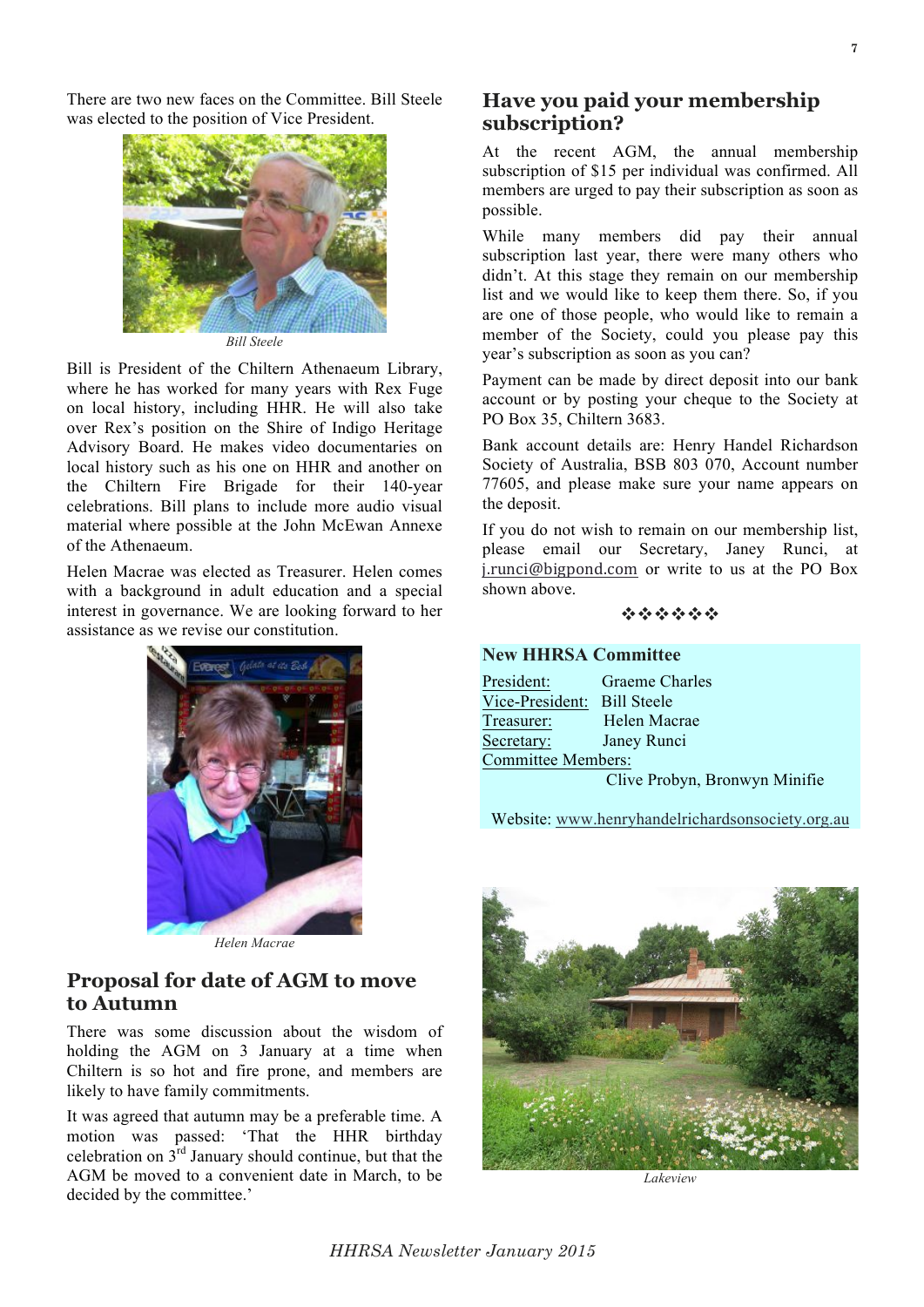There are two new faces on the Committee. Bill Steele was elected to the position of Vice President.

*Bill Steele*

Bill is President of the Chiltern Athenaeum Library, where he has worked for many years with Rex Fuge on local history, including HHR. He will also take over Rex's position on the Shire of Indigo Heritage Advisory Board. He makes video documentaries on local history such as his one on HHR and another on the Chiltern Fire Brigade for their 140-year celebrations. Bill plans to include more audio visual material where possible at the John McEwan Annexe of the Athenaeum.

Helen Macrae was elected as Treasurer. Helen comes with a background in adult education and a special interest in governance. We are looking forward to her assistance as we revise our constitution.

*Helen Macrae*

## Proposal for date of AGM to move to Autumn

There was some discussion about the wisdom of holding the AGM on 3 January at a time when Chiltern is so hot and fire prone, and members are likely to have family commitments.

It was agreed that autumn may be a preferable time. A motion was passed: 'That the HHR birthday celebration on 3rd January should continue, but that the AGM be moved to a convenient date in March, to be decided by the committee.'

## Have you paid your membership subscription?

At the recent AGM, the annual membership subscription of $15 per individual was confirmed. All members are urged to pay their subscription as soon as possible.

While many members did pay their annual subscription last year, there were many others who didn't. At this stage they remain on our membership list and we would like to keep them there. So, if you are one of those people, who would like to remain a member of the Society, could you please pay this year's subscription as soon as you can?

Payment can be made by direct deposit into our bank account or by posting your cheque to the Society at PO Box 35, Chiltern 3683.

Bank account details are: Henry Handel Richardson Society of Australia, BSB 803 070, Account number 77605, and please make sure your name appears on the deposit.

If you do not wish to remain on our membership list, please email our Secretary, Janey Runci, at j.runci@bigpond.com or write to us at the PO Box shown above.

❖❖❖❖❖❖

### New HHRSA Committee

President: Graeme Charles
Vice-President: Bill Steele
Treasurer: Helen Macrae
Secretary: Janey Runci
Committee Members: Clive Probyn, Bronwyn Minifie

Website: www.henryhandelrichardsonsociety.org.au

*Lakeview*